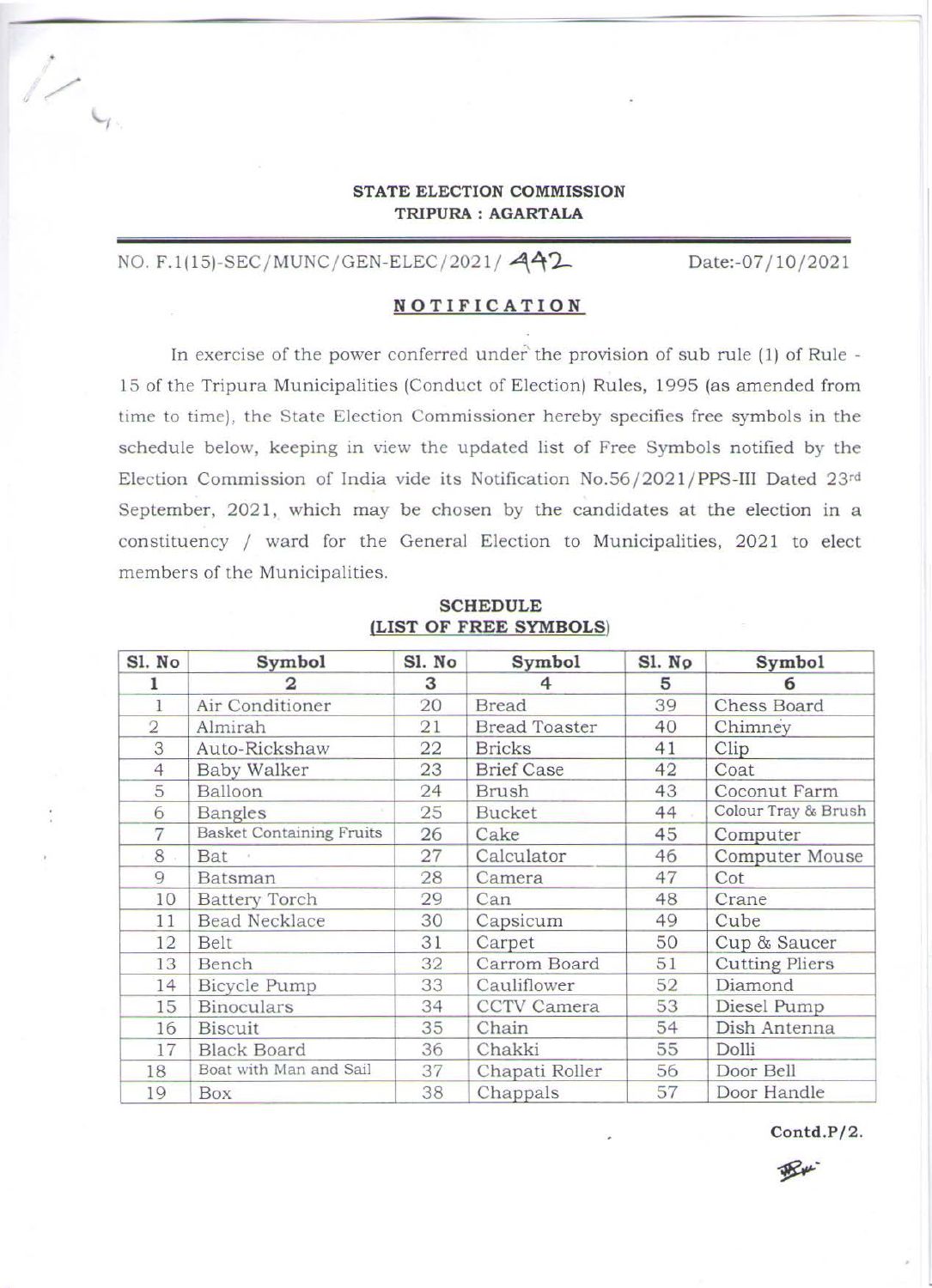**STATE ELECTION COMMISSION**
**TRIPURA : AGARTALA**

NO. F.1(15)-SEC/MUNC/GEN-ELEC/2021/ 442 Date:-07/10/2021

## NOTIFICATION

In exercise of the power conferred under the provision of sub rule (1) of Rule - 15 of the Tripura Municipalities (Conduct of Election) Rules, 1995 (as amended from time to time), the State Election Commissioner hereby specifies free symbols in the schedule below, keeping in view the updated list of Free Symbols notified by the Election Commission of India vide its Notification No.56/2021/PPS-III Dated 23rd September, 2021, which may be chosen by the candidates at the election in a constituency / ward for the General Election to Municipalities, 2021 to elect members of the Municipalities.

**SCHEDULE**
**(LIST OF FREE SYMBOLS)**

| Sl. No | Symbol | Sl. No | Symbol | Sl. No | Symbol |
|---|---|---|---|---|---|
| 1 | 2 | 3 | 4 | 5 | 6 |
| 1 | Air Conditioner | 20 | Bread | 39 | Chess Board |
| 2 | Almirah | 21 | Bread Toaster | 40 | Chimney |
| 3 | Auto-Rickshaw | 22 | Bricks | 41 | Clip |
| 4 | Baby Walker | 23 | Brief Case | 42 | Coat |
| 5 | Balloon | 24 | Brush | 43 | Coconut Farm |
| 6 | Bangles | 25 | Bucket | 44 | Colour Tray & Brush |
| 7 | Basket Containing Fruits | 26 | Cake | 45 | Computer |
| 8 | Bat | 27 | Calculator | 46 | Computer Mouse |
| 9 | Batsman | 28 | Camera | 47 | Cot |
| 10 | Battery Torch | 29 | Can | 48 | Crane |
| 11 | Bead Necklace | 30 | Capsicum | 49 | Cube |
| 12 | Belt | 31 | Carpet | 50 | Cup & Saucer |
| 13 | Bench | 32 | Carrom Board | 51 | Cutting Pliers |
| 14 | Bicycle Pump | 33 | Cauliflower | 52 | Diamond |
| 15 | Binoculars | 34 | CCTV Camera | 53 | Diesel Pump |
| 16 | Biscuit | 35 | Chain | 54 | Dish Antenna |
| 17 | Black Board | 36 | Chakki | 55 | Dolli |
| 18 | Boat with Man and Sail | 37 | Chapati Roller | 56 | Door Bell |
| 19 | Box | 38 | Chappals | 57 | Door Handle |

Contd.P/2.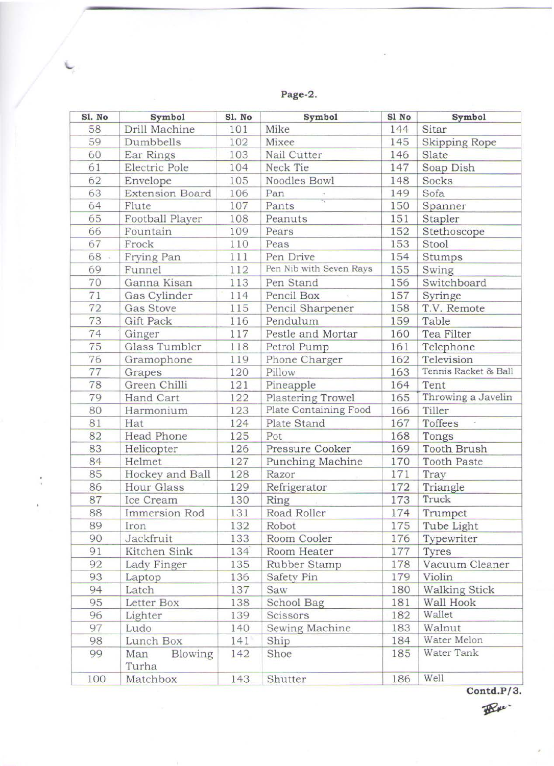Page-2.

| Sl. No | Symbol | Sl. No | Symbol | Sl No | Symbol |
|---|---|---|---|---|---|
| 58 | Drill Machine | 101 | Mike | 144 | Sitar |
| 59 | Dumbbells | 102 | Mixee | 145 | Skipping Rope |
| 60 | Ear Rings | 103 | Nail Cutter | 146 | Slate |
| 61 | Electric Pole | 104 | Neck Tie | 147 | Soap Dish |
| 62 | Envelope | 105 | Noodles Bowl | 148 | Socks |
| 63 | Extension Board | 106 | Pan | 149 | Sofa |
| 64 | Flute | 107 | Pants | 150 | Spanner |
| 65 | Football Player | 108 | Peanuts | 151 | Stapler |
| 66 | Fountain | 109 | Pears | 152 | Stethoscope |
| 67 | Frock | 110 | Peas | 153 | Stool |
| 68 | Frying Pan | 111 | Pen Drive | 154 | Stumps |
| 69 | Funnel | 112 | Pen Nib with Seven Rays | 155 | Swing |
| 70 | Ganna Kisan | 113 | Pen Stand | 156 | Switchboard |
| 71 | Gas Cylinder | 114 | Pencil Box | 157 | Syringe |
| 72 | Gas Stove | 115 | Pencil Sharpener | 158 | T.V. Remote |
| 73 | Gift Pack | 116 | Pendulum | 159 | Table |
| 74 | Ginger | 117 | Pestle and Mortar | 160 | Tea Filter |
| 75 | Glass Tumbler | 118 | Petrol Pump | 161 | Telephone |
| 76 | Gramophone | 119 | Phone Charger | 162 | Television |
| 77 | Grapes | 120 | Pillow | 163 | Tennis Racket & Ball |
| 78 | Green Chilli | 121 | Pineapple | 164 | Tent |
| 79 | Hand Cart | 122 | Plastering Trowel | 165 | Throwing a Javelin |
| 80 | Harmonium | 123 | Plate Containing Food | 166 | Tiller |
| 81 | Hat | 124 | Plate Stand | 167 | Toffees |
| 82 | Head Phone | 125 | Pot | 168 | Tongs |
| 83 | Helicopter | 126 | Pressure Cooker | 169 | Tooth Brush |
| 84 | Helmet | 127 | Punching Machine | 170 | Tooth Paste |
| 85 | Hockey and Ball | 128 | Razor | 171 | Tray |
| 86 | Hour Glass | 129 | Refrigerator | 172 | Triangle |
| 87 | Ice Cream | 130 | Ring | 173 | Truck |
| 88 | Immersion Rod | 131 | Road Roller | 174 | Trumpet |
| 89 | Iron | 132 | Robot | 175 | Tube Light |
| 90 | Jackfruit | 133 | Room Cooler | 176 | Typewriter |
| 91 | Kitchen Sink | 134 | Room Heater | 177 | Tyres |
| 92 | Lady Finger | 135 | Rubber Stamp | 178 | Vacuum Cleaner |
| 93 | Laptop | 136 | Safety Pin | 179 | Violin |
| 94 | Latch | 137 | Saw | 180 | Walking Stick |
| 95 | Letter Box | 138 | School Bag | 181 | Wall Hook |
| 96 | Lighter | 139 | Scissors | 182 | Wallet |
| 97 | Ludo | 140 | Sewing Machine | 183 | Walnut |
| 98 | Lunch Box | 141 | Ship | 184 | Water Melon |
| 99 | Man Blowing Turha | 142 | Shoe | 185 | Water Tank |
| 100 | Matchbox | 143 | Shutter | 186 | Well |

Contd.P/3.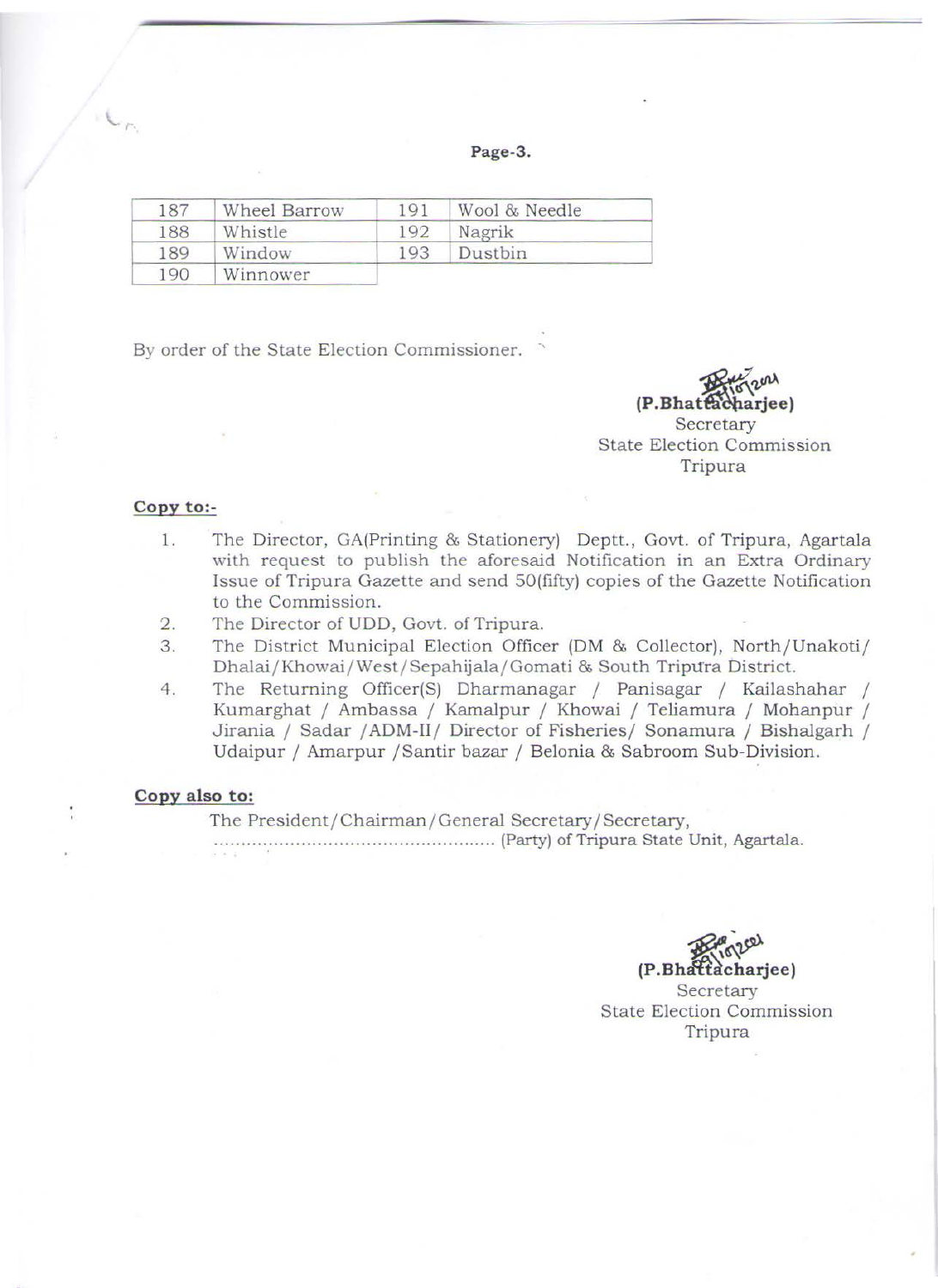| | | | |
|---|---|---|---|
| 187 | Wheel Barrow | 191 | Wool & Needle |
| 188 | Whistle | 192 | Nagrik |
| 189 | Window | 193 | Dustbin |
| 190 | Winnower | | |

By order of the State Election Commissioner.

**(P.Bhattacharjee)**
Secretary
State Election Commission
Tripura

**Copy to:-**

1. The Director, GA(Printing & Stationery) Deptt., Govt. of Tripura, Agartala with request to publish the aforesaid Notification in an Extra Ordinary Issue of Tripura Gazette and send 50(fifty) copies of the Gazette Notification to the Commission.
2. The Director of UDD, Govt. of Tripura.
3. The District Municipal Election Officer (DM & Collector), North/Unakoti/ Dhalai/Khowai/West/Sepahijala/Gomati & South Tripura District.
4. The Returning Officer(S) Dharmanagar / Panisagar / Kailashahar / Kumarghat / Ambassa / Kamalpur / Khowai / Teliamura / Mohanpur / Jirania / Sadar /ADM-II/ Director of Fisheries/ Sonamura / Bishalgarh / Udaipur / Amarpur /Santir bazar / Belonia & Sabroom Sub-Division.

**Copy also to:**

The President/Chairman/General Secretary/Secretary,
.................................................... (Party) of Tripura State Unit, Agartala.

**(P.Bhattacharjee)**
Secretary
State Election Commission
Tripura